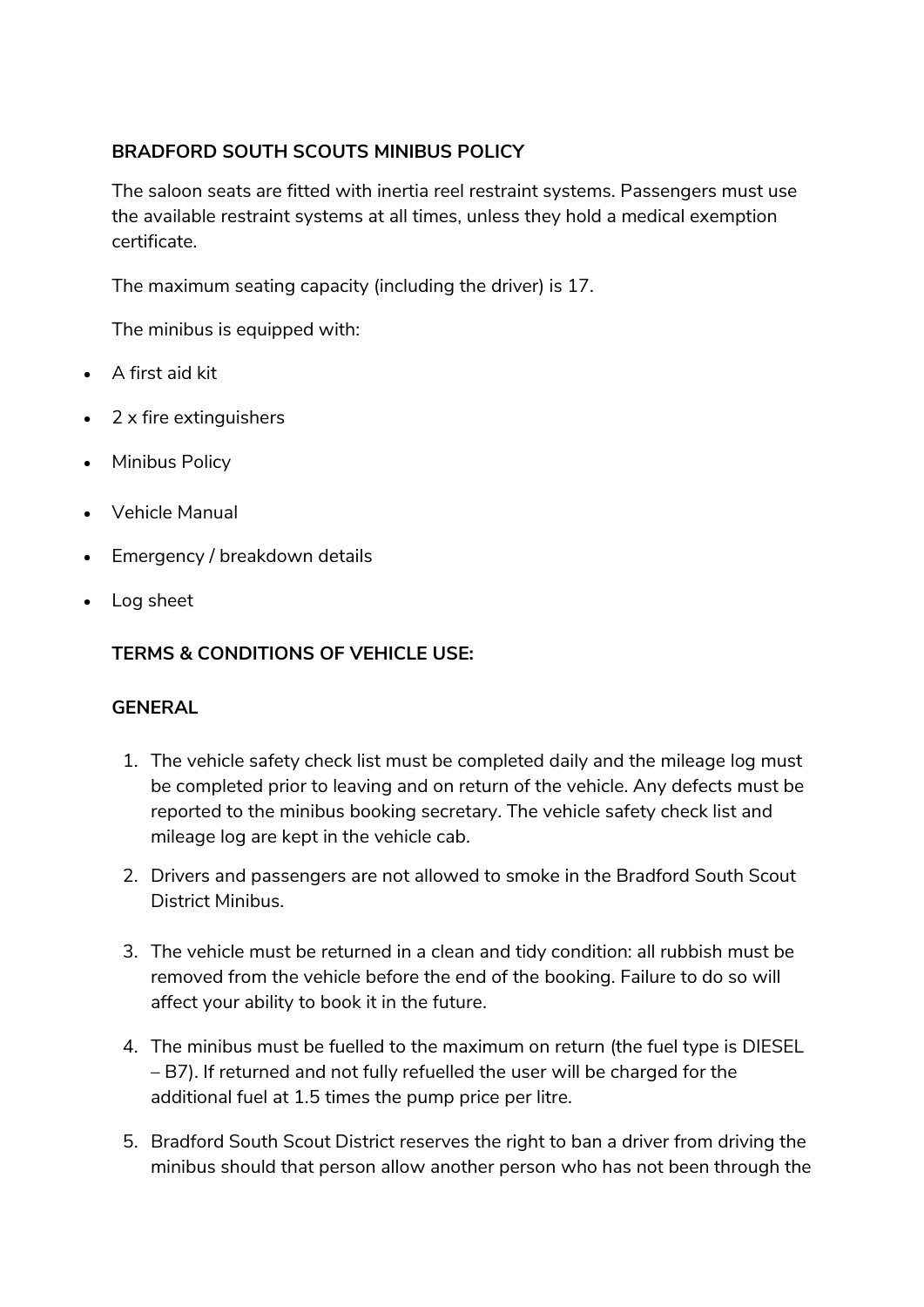**BRADFORD SOUTH SCOUTS MINIBUS POLICY**

The saloon seats are fitted with inertia reel restraint systems. Passengers must use the available restraint systems at all times, unless they hold a medical exemption certificate.

The maximum seating capacity (including the driver) is 17.

The minibus is equipped with:

- A first aid kit
- 2 x fire extinguishers
- Minibus Policy
- Vehicle Manual
- Emergency / breakdown details
- Log sheet

**TERMS & CONDITIONS OF VEHICLE USE:**

**GENERAL**

1. The vehicle safety check list must be completed daily and the mileage log must be completed prior to leaving and on return of the vehicle. Any defects must be reported to the minibus booking secretary. The vehicle safety check list and mileage log are kept in the vehicle cab.
2. Drivers and passengers are not allowed to smoke in the Bradford South Scout District Minibus.
3. The vehicle must be returned in a clean and tidy condition: all rubbish must be removed from the vehicle before the end of the booking. Failure to do so will affect your ability to book it in the future.
4. The minibus must be fuelled to the maximum on return (the fuel type is DIESEL – B7). If returned and not fully refuelled the user will be charged for the additional fuel at 1.5 times the pump price per litre.
5. Bradford South Scout District reserves the right to ban a driver from driving the minibus should that person allow another person who has not been through the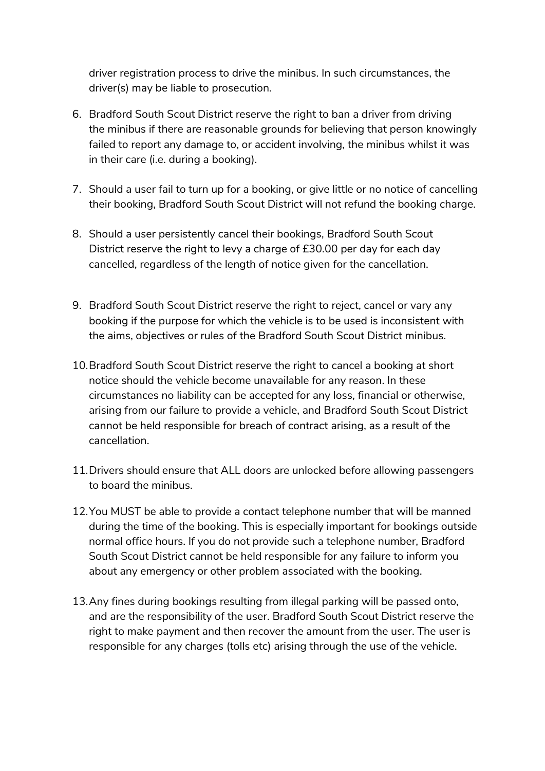driver registration process to drive the minibus. In such circumstances, the driver(s) may be liable to prosecution.

6. Bradford South Scout District reserve the right to ban a driver from driving the minibus if there are reasonable grounds for believing that person knowingly failed to report any damage to, or accident involving, the minibus whilst it was in their care (i.e. during a booking).

7. Should a user fail to turn up for a booking, or give little or no notice of cancelling their booking, Bradford South Scout District will not refund the booking charge.

8. Should a user persistently cancel their bookings, Bradford South Scout District reserve the right to levy a charge of £30.00 per day for each day cancelled, regardless of the length of notice given for the cancellation.

9. Bradford South Scout District reserve the right to reject, cancel or vary any booking if the purpose for which the vehicle is to be used is inconsistent with the aims, objectives or rules of the Bradford South Scout District minibus.

10. Bradford South Scout District reserve the right to cancel a booking at short notice should the vehicle become unavailable for any reason. In these circumstances no liability can be accepted for any loss, financial or otherwise, arising from our failure to provide a vehicle, and Bradford South Scout District cannot be held responsible for breach of contract arising, as a result of the cancellation.

11. Drivers should ensure that ALL doors are unlocked before allowing passengers to board the minibus.

12. You MUST be able to provide a contact telephone number that will be manned during the time of the booking. This is especially important for bookings outside normal office hours. If you do not provide such a telephone number, Bradford South Scout District cannot be held responsible for any failure to inform you about any emergency or other problem associated with the booking.

13. Any fines during bookings resulting from illegal parking will be passed onto, and are the responsibility of the user. Bradford South Scout District reserve the right to make payment and then recover the amount from the user. The user is responsible for any charges (tolls etc) arising through the use of the vehicle.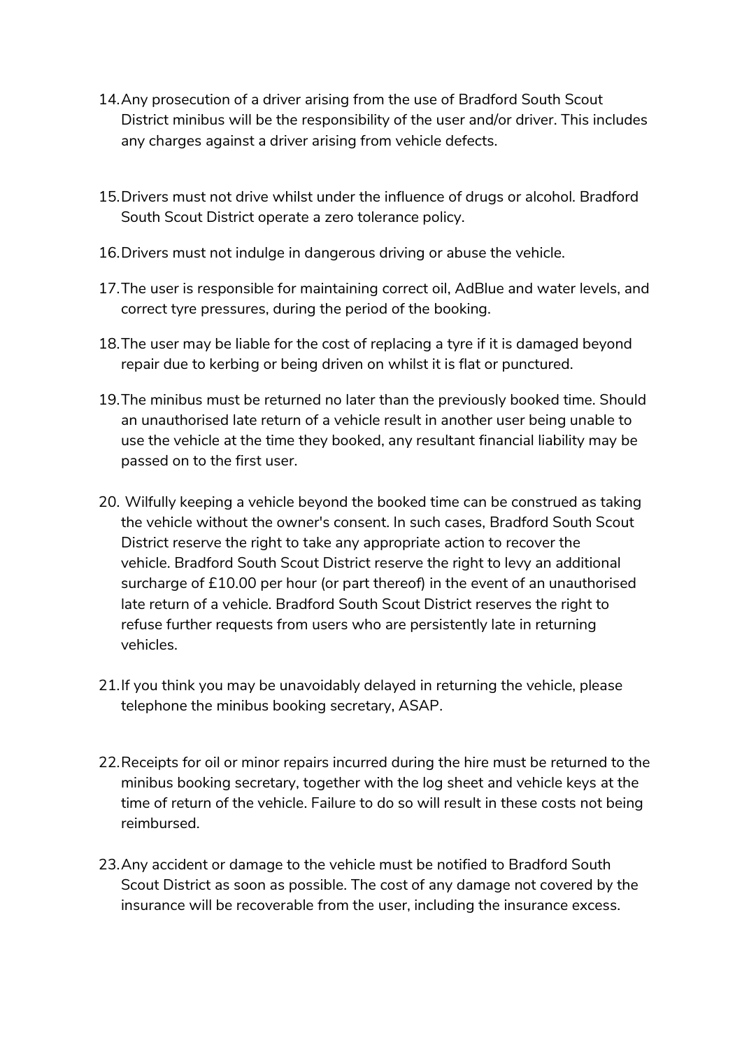14. Any prosecution of a driver arising from the use of Bradford South Scout District minibus will be the responsibility of the user and/or driver. This includes any charges against a driver arising from vehicle defects.

15. Drivers must not drive whilst under the influence of drugs or alcohol. Bradford South Scout District operate a zero tolerance policy.

16. Drivers must not indulge in dangerous driving or abuse the vehicle.

17. The user is responsible for maintaining correct oil, AdBlue and water levels, and correct tyre pressures, during the period of the booking.

18. The user may be liable for the cost of replacing a tyre if it is damaged beyond repair due to kerbing or being driven on whilst it is flat or punctured.

19. The minibus must be returned no later than the previously booked time. Should an unauthorised late return of a vehicle result in another user being unable to use the vehicle at the time they booked, any resultant financial liability may be passed on to the first user.

20. Wilfully keeping a vehicle beyond the booked time can be construed as taking the vehicle without the owner's consent. In such cases, Bradford South Scout District reserve the right to take any appropriate action to recover the vehicle. Bradford South Scout District reserve the right to levy an additional surcharge of £10.00 per hour (or part thereof) in the event of an unauthorised late return of a vehicle. Bradford South Scout District reserves the right to refuse further requests from users who are persistently late in returning vehicles.

21. If you think you may be unavoidably delayed in returning the vehicle, please telephone the minibus booking secretary, ASAP.

22. Receipts for oil or minor repairs incurred during the hire must be returned to the minibus booking secretary, together with the log sheet and vehicle keys at the time of return of the vehicle. Failure to do so will result in these costs not being reimbursed.

23. Any accident or damage to the vehicle must be notified to Bradford South Scout District as soon as possible. The cost of any damage not covered by the insurance will be recoverable from the user, including the insurance excess.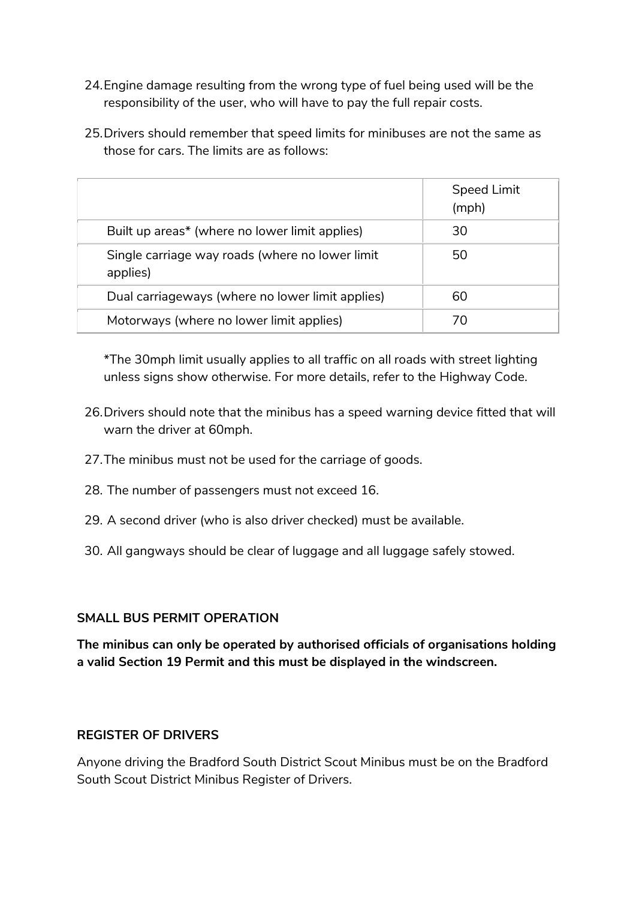24. Engine damage resulting from the wrong type of fuel being used will be the responsibility of the user, who will have to pay the full repair costs.

25. Drivers should remember that speed limits for minibuses are not the same as those for cars. The limits are as follows:

| | Speed Limit (mph) |
|---|---|
| Built up areas* (where no lower limit applies) | 30 |
| Single carriage way roads (where no lower limit applies) | 50 |
| Dual carriageways (where no lower limit applies) | 60 |
| Motorways (where no lower limit applies) | 70 |

*The 30mph limit usually applies to all traffic on all roads with street lighting unless signs show otherwise. For more details, refer to the Highway Code.

26. Drivers should note that the minibus has a speed warning device fitted that will warn the driver at 60mph.

27. The minibus must not be used for the carriage of goods.

28. The number of passengers must not exceed 16.

29. A second driver (who is also driver checked) must be available.

30. All gangways should be clear of luggage and all luggage safely stowed.

**SMALL BUS PERMIT OPERATION**

**The minibus can only be operated by authorised officials of organisations holding a valid Section 19 Permit and this must be displayed in the windscreen.**

**REGISTER OF DRIVERS**

Anyone driving the Bradford South District Scout Minibus must be on the Bradford South Scout District Minibus Register of Drivers.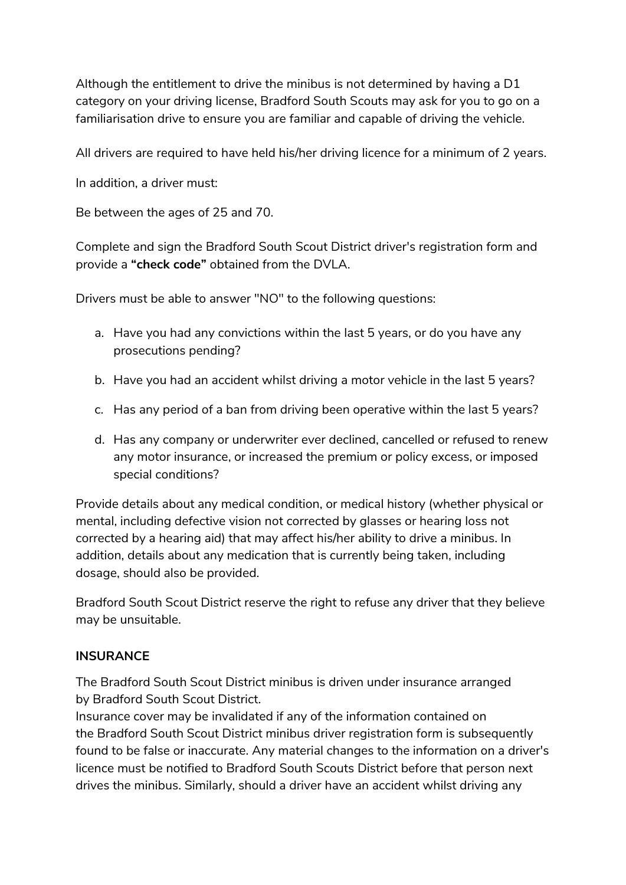Although the entitlement to drive the minibus is not determined by having a D1 category on your driving license, Bradford South Scouts may ask for you to go on a familiarisation drive to ensure you are familiar and capable of driving the vehicle.

All drivers are required to have held his/her driving licence for a minimum of 2 years.

In addition, a driver must:

Be between the ages of 25 and 70.

Complete and sign the Bradford South Scout District driver's registration form and provide a **"check code"** obtained from the DVLA.

Drivers must be able to answer "NO" to the following questions:

a. Have you had any convictions within the last 5 years, or do you have any prosecutions pending?
b. Have you had an accident whilst driving a motor vehicle in the last 5 years?
c. Has any period of a ban from driving been operative within the last 5 years?
d. Has any company or underwriter ever declined, cancelled or refused to renew any motor insurance, or increased the premium or policy excess, or imposed special conditions?

Provide details about any medical condition, or medical history (whether physical or mental, including defective vision not corrected by glasses or hearing loss not corrected by a hearing aid) that may affect his/her ability to drive a minibus. In addition, details about any medication that is currently being taken, including dosage, should also be provided.

Bradford South Scout District reserve the right to refuse any driver that they believe may be unsuitable.

**INSURANCE**

The Bradford South Scout District minibus is driven under insurance arranged by Bradford South Scout District.
Insurance cover may be invalidated if any of the information contained on the Bradford South Scout District minibus driver registration form is subsequently found to be false or inaccurate. Any material changes to the information on a driver's licence must be notified to Bradford South Scouts District before that person next drives the minibus. Similarly, should a driver have an accident whilst driving any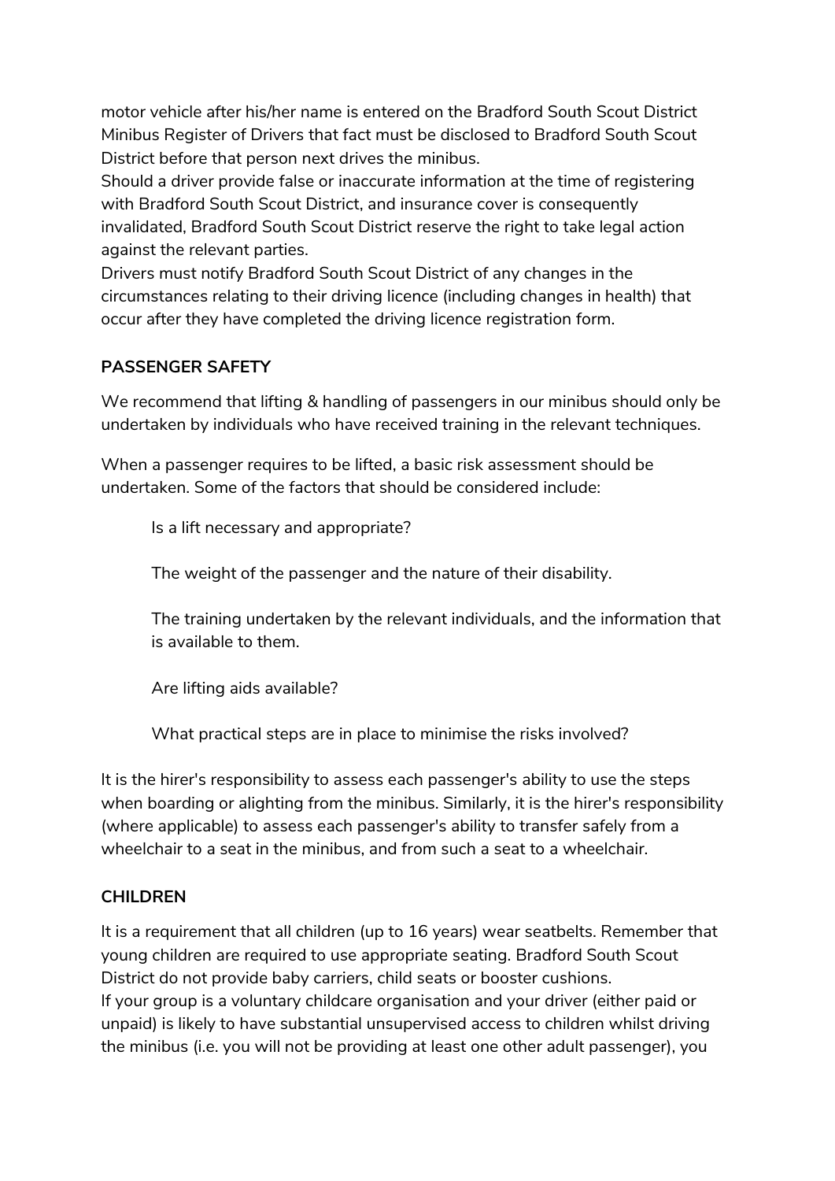motor vehicle after his/her name is entered on the Bradford South Scout District Minibus Register of Drivers that fact must be disclosed to Bradford South Scout District before that person next drives the minibus.

Should a driver provide false or inaccurate information at the time of registering with Bradford South Scout District, and insurance cover is consequently invalidated, Bradford South Scout District reserve the right to take legal action against the relevant parties.

Drivers must notify Bradford South Scout District of any changes in the circumstances relating to their driving licence (including changes in health) that occur after they have completed the driving licence registration form.

**PASSENGER SAFETY**

We recommend that lifting & handling of passengers in our minibus should only be undertaken by individuals who have received training in the relevant techniques.

When a passenger requires to be lifted, a basic risk assessment should be undertaken. Some of the factors that should be considered include:

> Is a lift necessary and appropriate?
>
> The weight of the passenger and the nature of their disability.
>
> The training undertaken by the relevant individuals, and the information that is available to them.
>
> Are lifting aids available?
>
> What practical steps are in place to minimise the risks involved?

It is the hirer's responsibility to assess each passenger's ability to use the steps when boarding or alighting from the minibus. Similarly, it is the hirer's responsibility (where applicable) to assess each passenger's ability to transfer safely from a wheelchair to a seat in the minibus, and from such a seat to a wheelchair.

**CHILDREN**

It is a requirement that all children (up to 16 years) wear seatbelts. Remember that young children are required to use appropriate seating. Bradford South Scout District do not provide baby carriers, child seats or booster cushions.

If your group is a voluntary childcare organisation and your driver (either paid or unpaid) is likely to have substantial unsupervised access to children whilst driving the minibus (i.e. you will not be providing at least one other adult passenger), you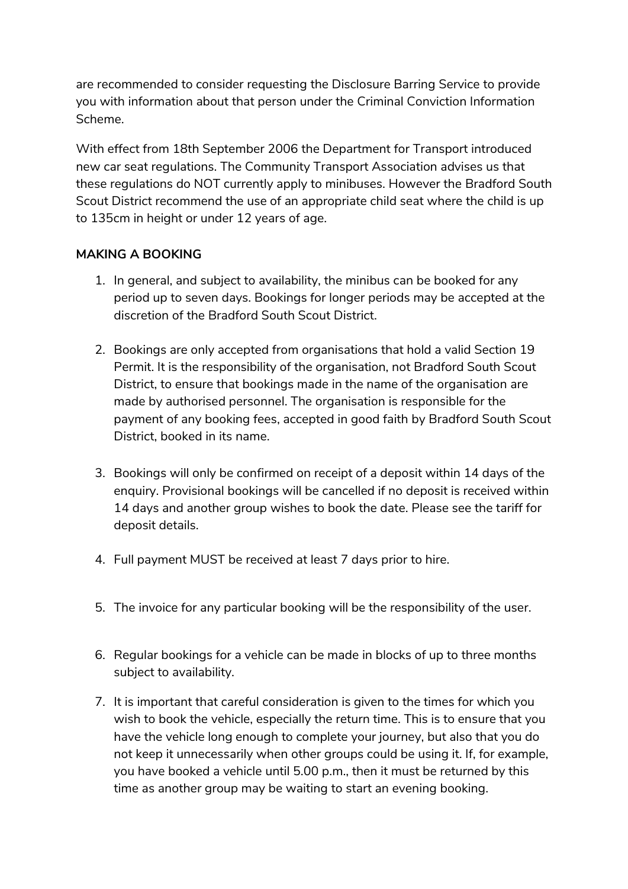are recommended to consider requesting the Disclosure Barring Service to provide you with information about that person under the Criminal Conviction Information Scheme.

With effect from 18th September 2006 the Department for Transport introduced new car seat regulations. The Community Transport Association advises us that these regulations do NOT currently apply to minibuses. However the Bradford South Scout District recommend the use of an appropriate child seat where the child is up to 135cm in height or under 12 years of age.

**MAKING A BOOKING**

1. In general, and subject to availability, the minibus can be booked for any period up to seven days. Bookings for longer periods may be accepted at the discretion of the Bradford South Scout District.

2. Bookings are only accepted from organisations that hold a valid Section 19 Permit. It is the responsibility of the organisation, not Bradford South Scout District, to ensure that bookings made in the name of the organisation are made by authorised personnel. The organisation is responsible for the payment of any booking fees, accepted in good faith by Bradford South Scout District, booked in its name.

3. Bookings will only be confirmed on receipt of a deposit within 14 days of the enquiry. Provisional bookings will be cancelled if no deposit is received within 14 days and another group wishes to book the date. Please see the tariff for deposit details.

4. Full payment MUST be received at least 7 days prior to hire.

5. The invoice for any particular booking will be the responsibility of the user.

6. Regular bookings for a vehicle can be made in blocks of up to three months subject to availability.

7. It is important that careful consideration is given to the times for which you wish to book the vehicle, especially the return time. This is to ensure that you have the vehicle long enough to complete your journey, but also that you do not keep it unnecessarily when other groups could be using it. If, for example, you have booked a vehicle until 5.00 p.m., then it must be returned by this time as another group may be waiting to start an evening booking.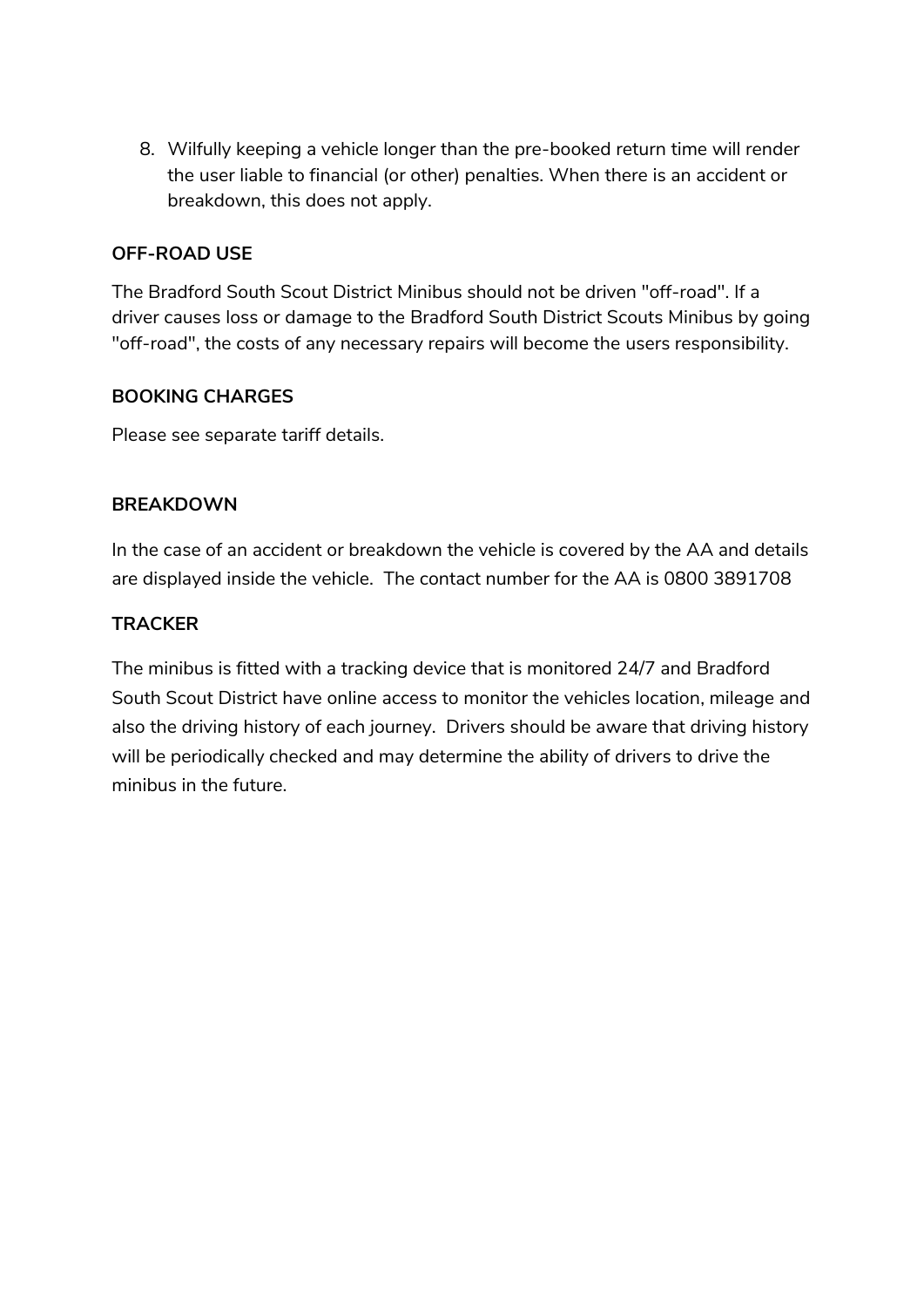8. Wilfully keeping a vehicle longer than the pre-booked return time will render the user liable to financial (or other) penalties. When there is an accident or breakdown, this does not apply.

**OFF-ROAD USE**

The Bradford South Scout District Minibus should not be driven "off-road". If a driver causes loss or damage to the Bradford South District Scouts Minibus by going "off-road", the costs of any necessary repairs will become the users responsibility.

**BOOKING CHARGES**

Please see separate tariff details.

**BREAKDOWN**

In the case of an accident or breakdown the vehicle is covered by the AA and details are displayed inside the vehicle.  The contact number for the AA is 0800 3891708

**TRACKER**

The minibus is fitted with a tracking device that is monitored 24/7 and Bradford South Scout District have online access to monitor the vehicles location, mileage and also the driving history of each journey.  Drivers should be aware that driving history will be periodically checked and may determine the ability of drivers to drive the minibus in the future.